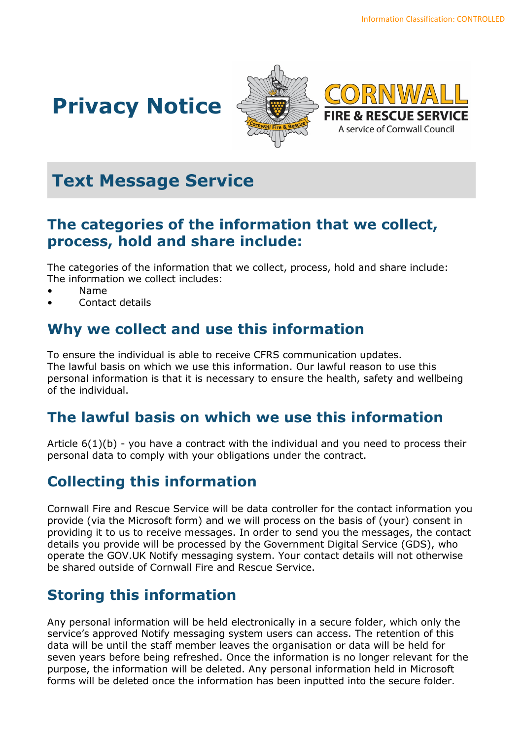# Privacy Notice

CORNWALL FIRE & RESCUE SERVICE
A service of Cornwall Council

## Text Message Service

### The categories of the information that we collect, process, hold and share include:

The categories of the information that we collect, process, hold and share include:
The information we collect includes:

- Name
- Contact details

### Why we collect and use this information

To ensure the individual is able to receive CFRS communication updates.
The lawful basis on which we use this information. Our lawful reason to use this personal information is that it is necessary to ensure the health, safety and wellbeing of the individual.

### The lawful basis on which we use this information

Article 6(1)(b) - you have a contract with the individual and you need to process their personal data to comply with your obligations under the contract.

### Collecting this information

Cornwall Fire and Rescue Service will be data controller for the contact information you provide (via the Microsoft form) and we will process on the basis of (your) consent in providing it to us to receive messages. In order to send you the messages, the contact details you provide will be processed by the Government Digital Service (GDS), who operate the GOV.UK Notify messaging system. Your contact details will not otherwise be shared outside of Cornwall Fire and Rescue Service.

### Storing this information

Any personal information will be held electronically in a secure folder, which only the service's approved Notify messaging system users can access. The retention of this data will be until the staff member leaves the organisation or data will be held for seven years before being refreshed. Once the information is no longer relevant for the purpose, the information will be deleted. Any personal information held in Microsoft forms will be deleted once the information has been inputted into the secure folder.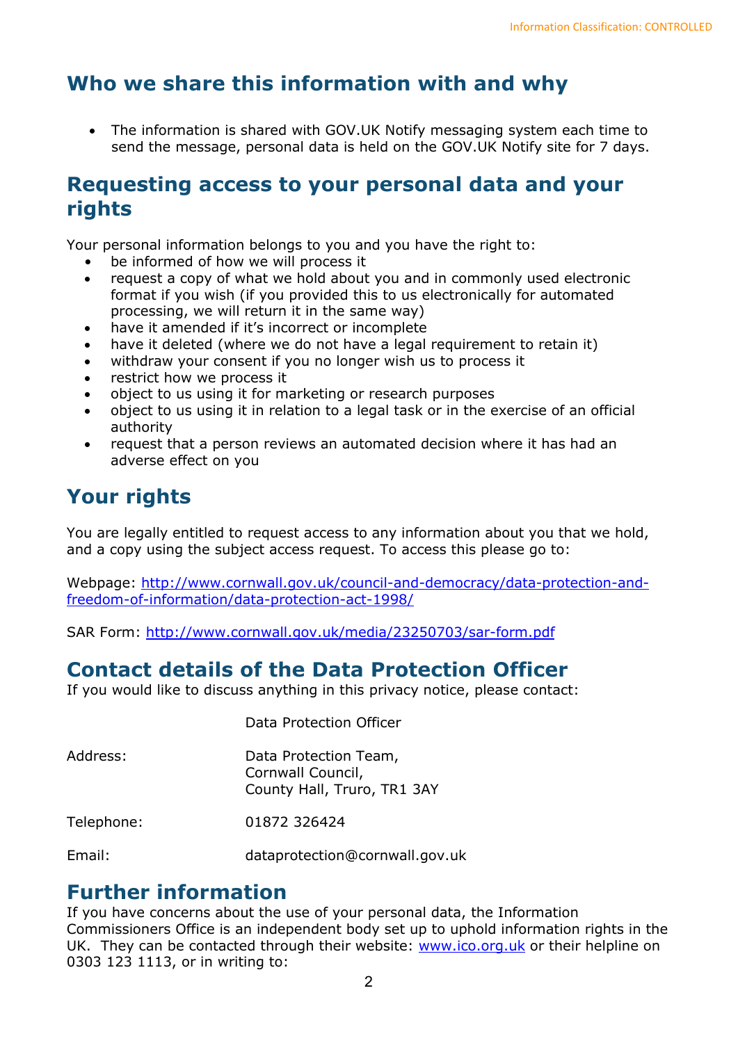## Who we share this information with and why

- The information is shared with GOV.UK Notify messaging system each time to send the message, personal data is held on the GOV.UK Notify site for 7 days.

## Requesting access to your personal data and your rights

Your personal information belongs to you and you have the right to:

- be informed of how we will process it
- request a copy of what we hold about you and in commonly used electronic format if you wish (if you provided this to us electronically for automated processing, we will return it in the same way)
- have it amended if it's incorrect or incomplete
- have it deleted (where we do not have a legal requirement to retain it)
- withdraw your consent if you no longer wish us to process it
- restrict how we process it
- object to us using it for marketing or research purposes
- object to us using it in relation to a legal task or in the exercise of an official authority
- request that a person reviews an automated decision where it has had an adverse effect on you

## Your rights

You are legally entitled to request access to any information about you that we hold, and a copy using the subject access request. To access this please go to:

Webpage: [http://www.cornwall.gov.uk/council-and-democracy/data-protection-and-freedom-of-information/data-protection-act-1998/](http://www.cornwall.gov.uk/council-and-democracy/data-protection-and-freedom-of-information/data-protection-act-1998/)

SAR Form: [http://www.cornwall.gov.uk/media/23250703/sar-form.pdf](http://www.cornwall.gov.uk/media/23250703/sar-form.pdf)

## Contact details of the Data Protection Officer

If you would like to discuss anything in this privacy notice, please contact:

| | |
|---|---|
| | Data Protection Officer |
| Address: | Data Protection Team,<br>Cornwall Council,<br>County Hall, Truro, TR1 3AY |
| Telephone: | 01872 326424 |
| Email: | dataprotection@cornwall.gov.uk |

## Further information

If you have concerns about the use of your personal data, the Information Commissioners Office is an independent body set up to uphold information rights in the UK. They can be contacted through their website: [www.ico.org.uk](http://www.ico.org.uk) or their helpline on 0303 123 1113, or in writing to: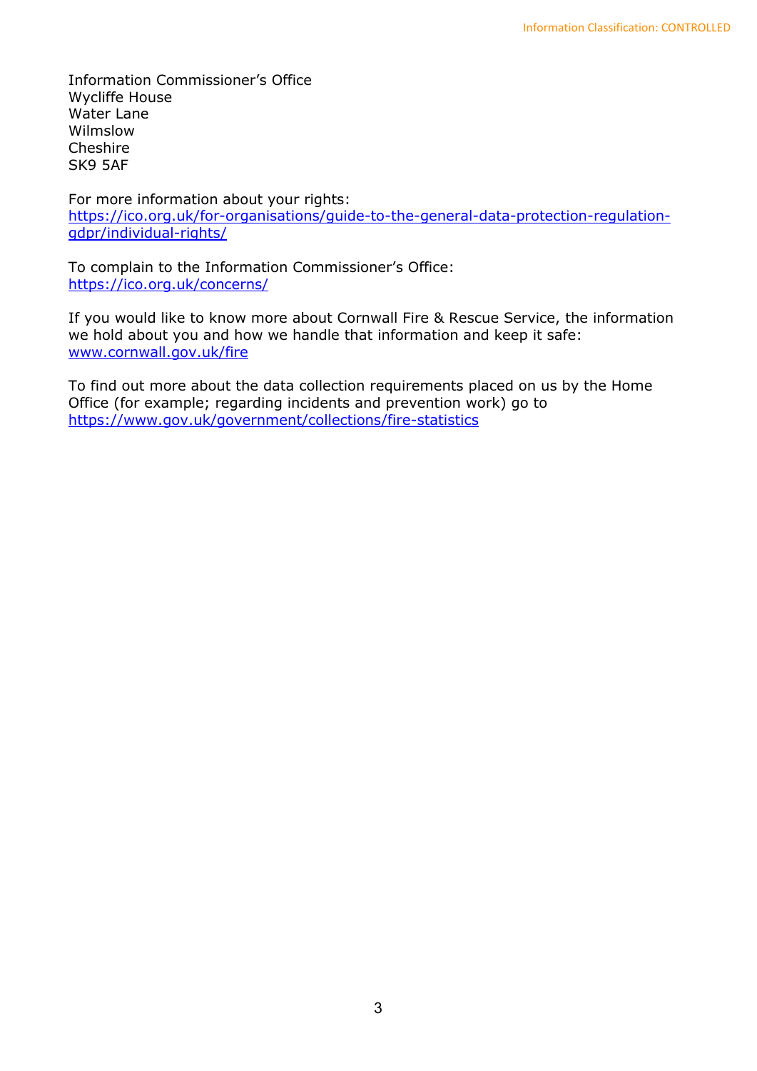Information Commissioner's Office  
Wycliffe House  
Water Lane  
Wilmslow  
Cheshire  
SK9 5AF

For more information about your rights:  
https://ico.org.uk/for-organisations/guide-to-the-general-data-protection-regulation-gdpr/individual-rights/

To complain to the Information Commissioner's Office:  
https://ico.org.uk/concerns/

If you would like to know more about Cornwall Fire & Rescue Service, the information we hold about you and how we handle that information and keep it safe: www.cornwall.gov.uk/fire

To find out more about the data collection requirements placed on us by the Home Office (for example; regarding incidents and prevention work) go to https://www.gov.uk/government/collections/fire-statistics